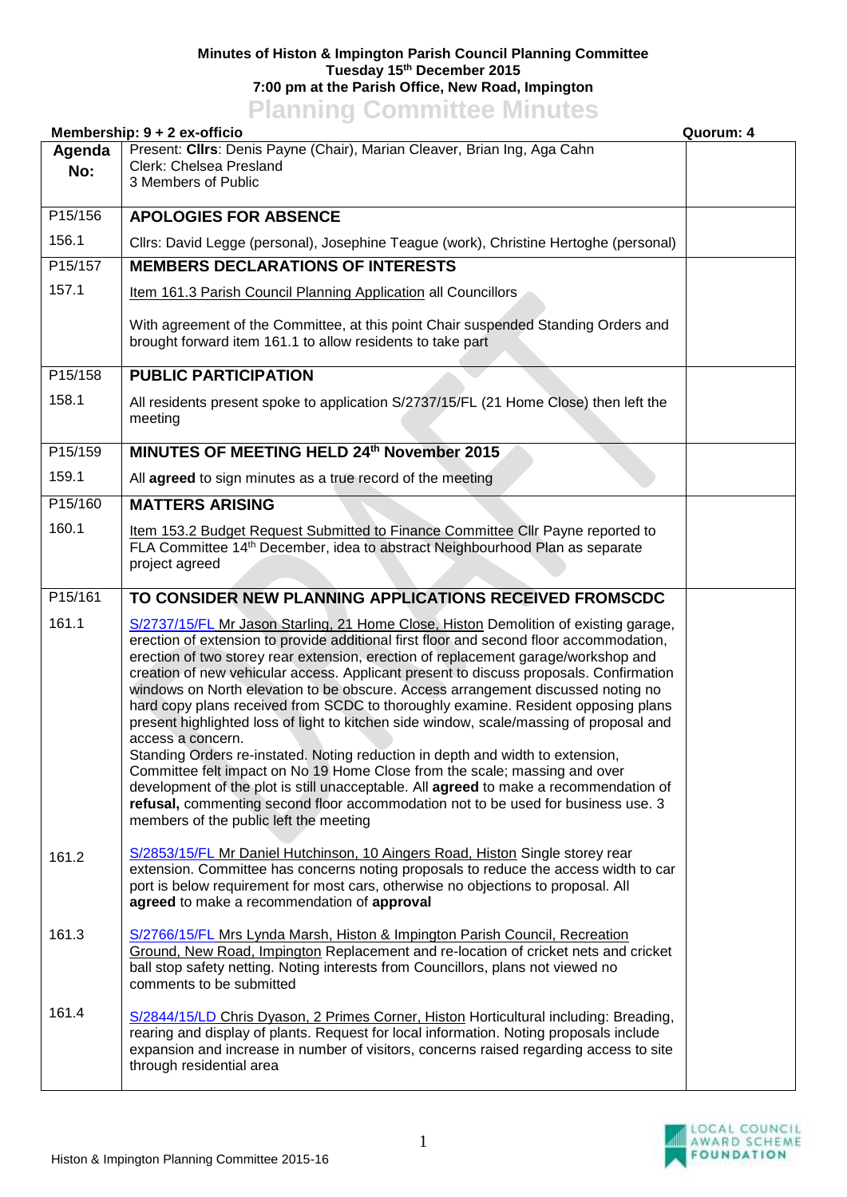**Minutes of Histon & Impington Parish Council Planning Committee**
**Tuesday 15th December 2015**
**7:00 pm at the Parish Office, New Road, Impington**

# Planning Committee Minutes

**Membership: 9 + 2 ex-officio** **Quorum: 4**

| Agenda No: | Present: **Cllrs**: Denis Payne (Chair), Marian Cleaver, Brian Ing, Aga Cahn<br>Clerk: Chelsea Presland<br>3 Members of Public | |
|---|---|---|
| P15/156 | **APOLOGIES FOR ABSENCE** | |
| 156.1 | Cllrs: David Legge (personal), Josephine Teague (work), Christine Hertoghe (personal) | |
| P15/157 | **MEMBERS DECLARATIONS OF INTERESTS** | |
| 157.1 | Item 161.3 Parish Council Planning Application all Councillors<br><br>With agreement of the Committee, at this point Chair suspended Standing Orders and brought forward item 161.1 to allow residents to take part | |
| P15/158 | **PUBLIC PARTICIPATION** | |
| 158.1 | All residents present spoke to application S/2737/15/FL (21 Home Close) then left the meeting | |
| P15/159 | **MINUTES OF MEETING HELD 24th November 2015** | |
| 159.1 | All **agreed** to sign minutes as a true record of the meeting | |
| P15/160 | **MATTERS ARISING** | |
| 160.1 | Item 153.2 Budget Request Submitted to Finance Committee Cllr Payne reported to FLA Committee 14th December, idea to abstract Neighbourhood Plan as separate project agreed | |
| P15/161 | **TO CONSIDER NEW PLANNING APPLICATIONS RECEIVED FROMSCDC** | |
| 161.1 | S/2737/15/FL Mr Jason Starling, 21 Home Close, Histon Demolition of existing garage, erection of extension to provide additional first floor and second floor accommodation, erection of two storey rear extension, erection of replacement garage/workshop and creation of new vehicular access. Applicant present to discuss proposals. Confirmation windows on North elevation to be obscure. Access arrangement discussed noting no hard copy plans received from SCDC to thoroughly examine. Resident opposing plans present highlighted loss of light to kitchen side window, scale/massing of proposal and access a concern.<br>Standing Orders re-instated. Noting reduction in depth and width to extension, Committee felt impact on No 19 Home Close from the scale; massing and over development of the plot is still unacceptable. All **agreed** to make a recommendation of **refusal,** commenting second floor accommodation not to be used for business use. 3 members of the public left the meeting | |
| 161.2 | S/2853/15/FL Mr Daniel Hutchinson, 10 Aingers Road, Histon Single storey rear extension. Committee has concerns noting proposals to reduce the access width to car port is below requirement for most cars, otherwise no objections to proposal. All **agreed** to make a recommendation of **approval** | |
| 161.3 | S/2766/15/FL Mrs Lynda Marsh, Histon & Impington Parish Council, Recreation Ground, New Road, Impington Replacement and re-location of cricket nets and cricket ball stop safety netting. Noting interests from Councillors, plans not viewed no comments to be submitted | |
| 161.4 | S/2844/15/LD Chris Dyason, 2 Primes Corner, Histon Horticultural including: Breading, rearing and display of plants. Request for local information. Noting proposals include expansion and increase in number of visitors, concerns raised regarding access to site through residential area | |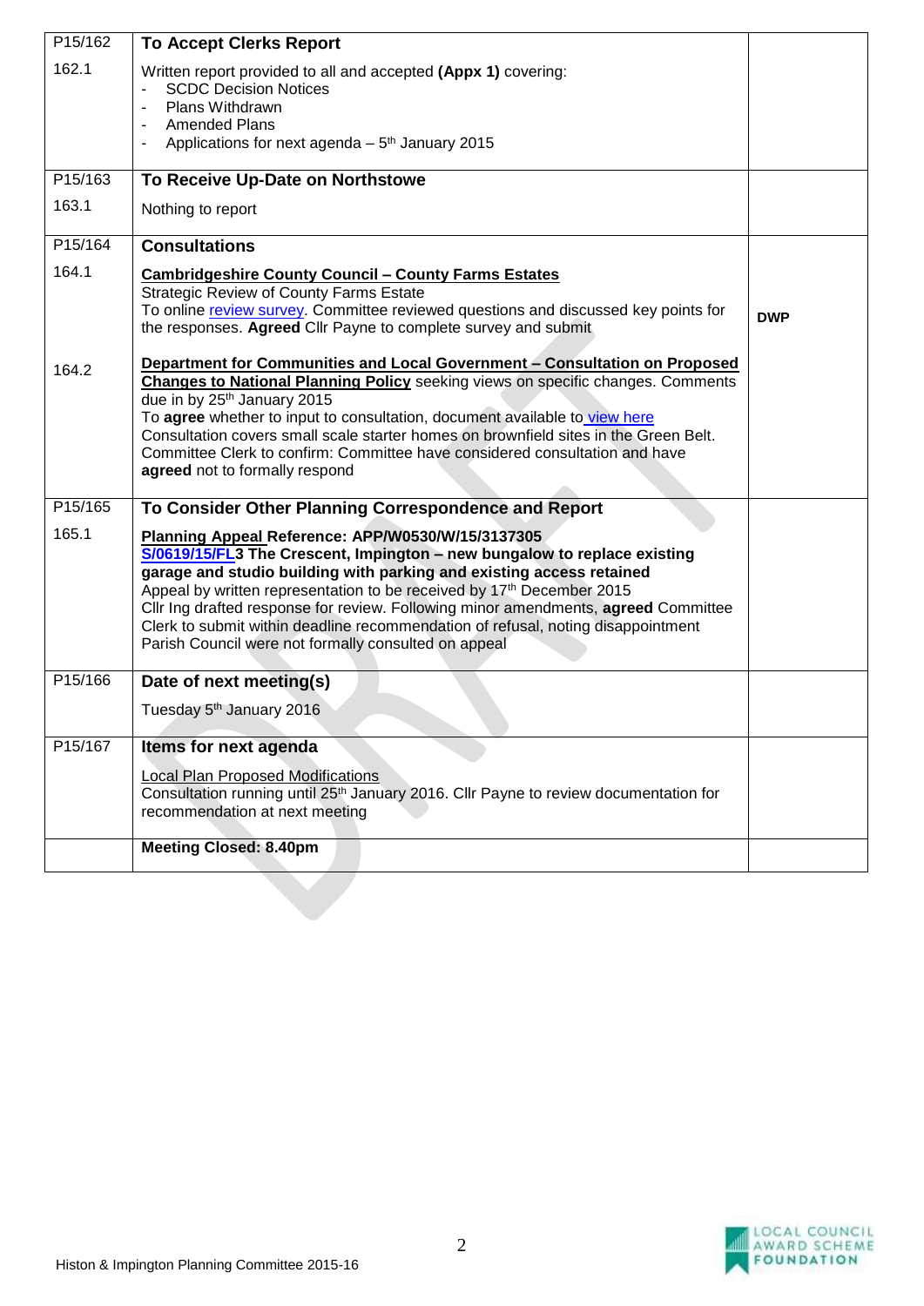| | | |
|---|---|---|
| P15/162 | **To Accept Clerks Report** | |
| 162.1 | Written report provided to all and accepted **(Appx 1)** covering:<br>- SCDC Decision Notices<br>- Plans Withdrawn<br>- Amended Plans<br>- Applications for next agenda – 5th January 2015 | |
| P15/163 | **To Receive Up-Date on Northstowe** | |
| 163.1 | Nothing to report | |
| P15/164 | **Consultations** | |
| 164.1 | **Cambridgeshire County Council – County Farms Estates**<br>Strategic Review of County Farms Estate<br>To online review survey. Committee reviewed questions and discussed key points for the responses. **Agreed** Cllr Payne to complete survey and submit | **DWP** |
| 164.2 | **Department for Communities and Local Government – Consultation on Proposed Changes to National Planning Policy** seeking views on specific changes. Comments due in by 25th January 2015<br>To **agree** whether to input to consultation, document available to view here<br>Consultation covers small scale starter homes on brownfield sites in the Green Belt. Committee Clerk to confirm: Committee have considered consultation and have **agreed** not to formally respond | |
| P15/165 | **To Consider Other Planning Correspondence and Report** | |
| 165.1 | **Planning Appeal Reference: APP/W0530/W/15/3137305**<br>**S/0619/15/FL3 The Crescent, Impington – new bungalow to replace existing garage and studio building with parking and existing access retained**<br>Appeal by written representation to be received by 17th December 2015<br>Cllr Ing drafted response for review. Following minor amendments, **agreed** Committee Clerk to submit within deadline recommendation of refusal, noting disappointment Parish Council were not formally consulted on appeal | |
| P15/166 | **Date of next meeting(s)**<br>Tuesday 5th January 2016 | |
| P15/167 | **Items for next agenda**<br>Local Plan Proposed Modifications<br>Consultation running until 25th January 2016. Cllr Payne to review documentation for recommendation at next meeting | |
| | **Meeting Closed: 8.40pm** | |

Histon & Impington Planning Committee 2015-16